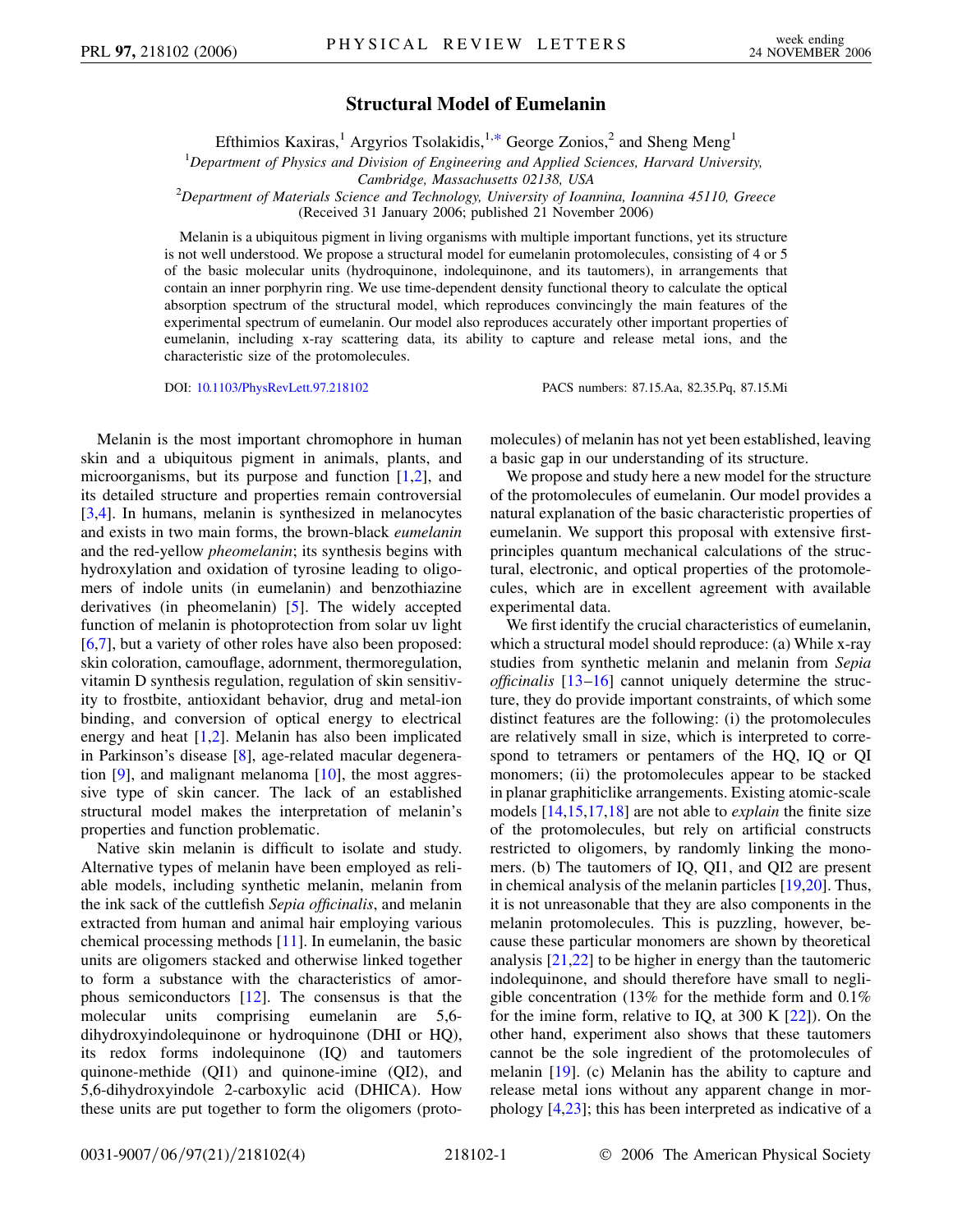# Structural Model of Eumelanin

Efthimios Kaxiras,[1] Argyrios Tsolakidis,[1,*] George Zonios,[2] and Sheng Meng[1]

[1]*Department of Physics and Division of Engineering and Applied Sciences, Harvard University, Cambridge, Massachusetts 02138, USA*

[2]*Department of Materials Science and Technology, University of Ioannina, Ioannina 45110, Greece*

(Received 31 January 2006; published 21 November 2006)

Melanin is a ubiquitous pigment in living organisms with multiple important functions, yet its structure is not well understood. We propose a structural model for eumelanin protomolecules, consisting of 4 or 5 of the basic molecular units (hydroquinone, indolequinone, and its tautomers), in arrangements that contain an inner porphyrin ring. We use time-dependent density functional theory to calculate the optical absorption spectrum of the structural model, which reproduces convincingly the main features of the experimental spectrum of eumelanin. Our model also reproduces accurately other important properties of eumelanin, including x-ray scattering data, its ability to capture and release metal ions, and the characteristic size of the protomolecules.

DOI: 10.1103/PhysRevLett.97.218102

PACS numbers: 87.15.Aa, 82.35.Pq, 87.15.Mi

Melanin is the most important chromophore in human skin and a ubiquitous pigment in animals, plants, and microorganisms, but its purpose and function [1,2], and its detailed structure and properties remain controversial [3,4]. In humans, melanin is synthesized in melanocytes and exists in two main forms, the brown-black *eumelanin* and the red-yellow *pheomelanin*; its synthesis begins with hydroxylation and oxidation of tyrosine leading to oligomers of indole units (in eumelanin) and benzothiazine derivatives (in pheomelanin) [5]. The widely accepted function of melanin is photoprotection from solar uv light [6,7], but a variety of other roles have also been proposed: skin coloration, camouflage, adornment, thermoregulation, vitamin D synthesis regulation, regulation of skin sensitivity to frostbite, antioxidant behavior, drug and metal-ion binding, and conversion of optical energy to electrical energy and heat [1,2]. Melanin has also been implicated in Parkinson's disease [8], age-related macular degeneration [9], and malignant melanoma [10], the most aggressive type of skin cancer. The lack of an established structural model makes the interpretation of melanin's properties and function problematic.

Native skin melanin is difficult to isolate and study. Alternative types of melanin have been employed as reliable models, including synthetic melanin, melanin from the ink sack of the cuttlefish *Sepia officinalis*, and melanin extracted from human and animal hair employing various chemical processing methods [11]. In eumelanin, the basic units are oligomers stacked and otherwise linked together to form a substance with the characteristics of amorphous semiconductors [12]. The consensus is that the molecular units comprising eumelanin are 5,6-dihydroxyindolequinone or hydroquinone (DHI or HQ), its redox forms indolequinone (IQ) and tautomers quinone-methide (QI1) and quinone-imine (QI2), and 5,6-dihydroxyindole 2-carboxylic acid (DHICA). How these units are put together to form the oligomers (protomolecules) of melanin has not yet been established, leaving a basic gap in our understanding of its structure.

We propose and study here a new model for the structure of the protomolecules of eumelanin. Our model provides a natural explanation of the basic characteristic properties of eumelanin. We support this proposal with extensive first-principles quantum mechanical calculations of the structural, electronic, and optical properties of the protomolecules, which are in excellent agreement with available experimental data.

We first identify the crucial characteristics of eumelanin, which a structural model should reproduce: (a) While x-ray studies from synthetic melanin and melanin from *Sepia officinalis* [13–16] cannot uniquely determine the structure, they do provide important constraints, of which some distinct features are the following: (i) the protomolecules are relatively small in size, which is interpreted to correspond to tetramers or pentamers of the HQ, IQ or QI monomers; (ii) the protomolecules appear to be stacked in planar graphiticlike arrangements. Existing atomic-scale models [14,15,17,18] are not able to *explain* the finite size of the protomolecules, but rely on artificial constructs restricted to oligomers, by randomly linking the monomers. (b) The tautomers of IQ, QI1, and QI2 are present in chemical analysis of the melanin particles [19,20]. Thus, it is not unreasonable that they are also components in the melanin protomolecules. This is puzzling, however, because these particular monomers are shown by theoretical analysis [21,22] to be higher in energy than the tautomeric indolequinone, and should therefore have small to negligible concentration (13% for the methide form and 0.1% for the imine form, relative to IQ, at 300 K [22]). On the other hand, experiment also shows that these tautomers cannot be the sole ingredient of the protomolecules of melanin [19]. (c) Melanin has the ability to capture and release metal ions without any apparent change in morphology [4,23]; this has been interpreted as indicative of a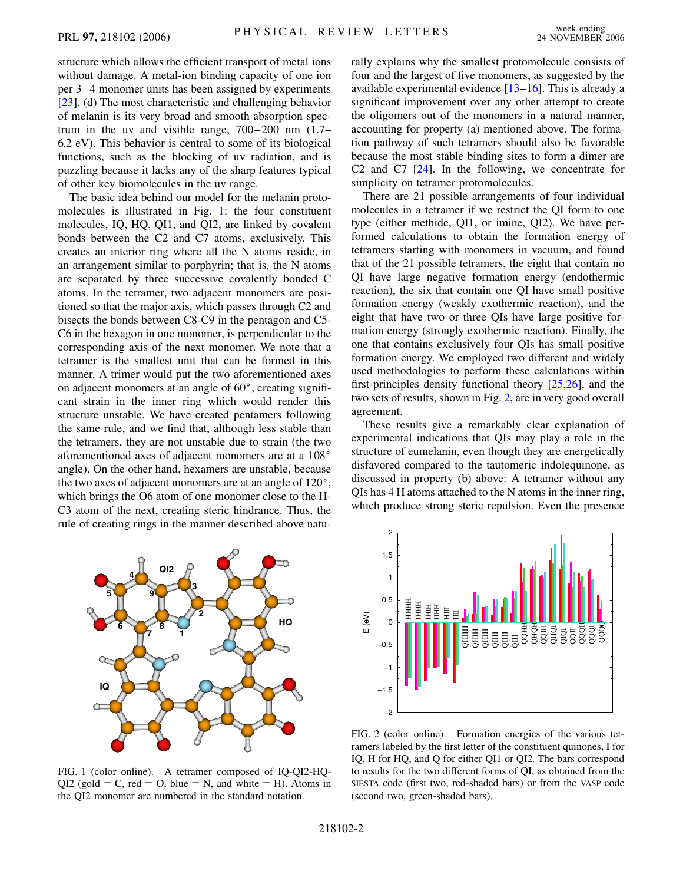structure which allows the efficient transport of metal ions without damage. A metal-ion binding capacity of one ion per 3–4 monomer units has been assigned by experiments [23]. (d) The most characteristic and challenging behavior of melanin is its very broad and smooth absorption spectrum in the uv and visible range, 700–200 nm (1.7–6.2 eV). This behavior is central to some of its biological functions, such as the blocking of uv radiation, and is puzzling because it lacks any of the sharp features typical of other key biomolecules in the uv range.

The basic idea behind our model for the melanin protomolecules is illustrated in Fig. 1: the four constituent molecules, IQ, HQ, QI1, and QI2, are linked by covalent bonds between the C2 and C7 atoms, exclusively. This creates an interior ring where all the N atoms reside, in an arrangement similar to porphyrin; that is, the N atoms are separated by three successive covalently bonded C atoms. In the tetramer, two adjacent monomers are positioned so that the major axis, which passes through C2 and bisects the bonds between C8-C9 in the pentagon and C5-C6 in the hexagon in one monomer, is perpendicular to the corresponding axis of the next monomer. We note that a tetramer is the smallest unit that can be formed in this manner. A trimer would put the two aforementioned axes on adjacent monomers at an angle of 60°, creating significant strain in the inner ring which would render this structure unstable. We have created pentamers following the same rule, and we find that, although less stable than the tetramers, they are not unstable due to strain (the two aforementioned axes of adjacent monomers are at a 108° angle). On the other hand, hexamers are unstable, because the two axes of adjacent monomers are at an angle of 120°, which brings the O6 atom of one monomer close to the H-C3 atom of the next, creating steric hindrance. Thus, the rule of creating rings in the manner described above naturally explains why the smallest protomolecule consists of four and the largest of five monomers, as suggested by the available experimental evidence [13–16]. This is already a significant improvement over any other attempt to create the oligomers out of the monomers in a natural manner, accounting for property (a) mentioned above. The formation pathway of such tetramers should also be favorable because the most stable binding sites to form a dimer are C2 and C7 [24]. In the following, we concentrate for simplicity on tetramer protomolecules.

There are 21 possible arrangements of four individual molecules in a tetramer if we restrict the QI form to one type (either methide, QI1, or imine, QI2). We have performed calculations to obtain the formation energy of tetramers starting with monomers in vacuum, and found that of the 21 possible tetramers, the eight that contain no QI have large negative formation energy (endothermic reaction), the six that contain one QI have small positive formation energy (weakly exothermic reaction), and the eight that have two or three QIs have large positive formation energy (strongly exothermic reaction). Finally, the one that contains exclusively four QIs has small positive formation energy. We employed two different and widely used methodologies to perform these calculations within first-principles density functional theory [25,26], and the two sets of results, shown in Fig. 2, are in very good overall agreement.

These results give a remarkably clear explanation of experimental indications that QIs may play a role in the structure of eumelanin, even though they are energetically disfavored compared to the tautomeric indolequinone, as discussed in property (b) above: A tetramer without any QIs has 4 H atoms attached to the N atoms in the inner ring, which produce strong steric repulsion. Even the presence

FIG. 1 (color online). A tetramer composed of IQ-QI2-HQ-QI2 (gold = C, red = O, blue = N, and white = H). Atoms in the QI2 monomer are numbered in the standard notation.

FIG. 2 (color online). Formation energies of the various tetramers labeled by the first letter of the constituent quinones, I for IQ, H for HQ, and Q for either QI1 or QI2. The bars correspond to results for the two different forms of QI, as obtained from the SIESTA code (first two, red-shaded bars) or from the VASP code (second two, green-shaded bars).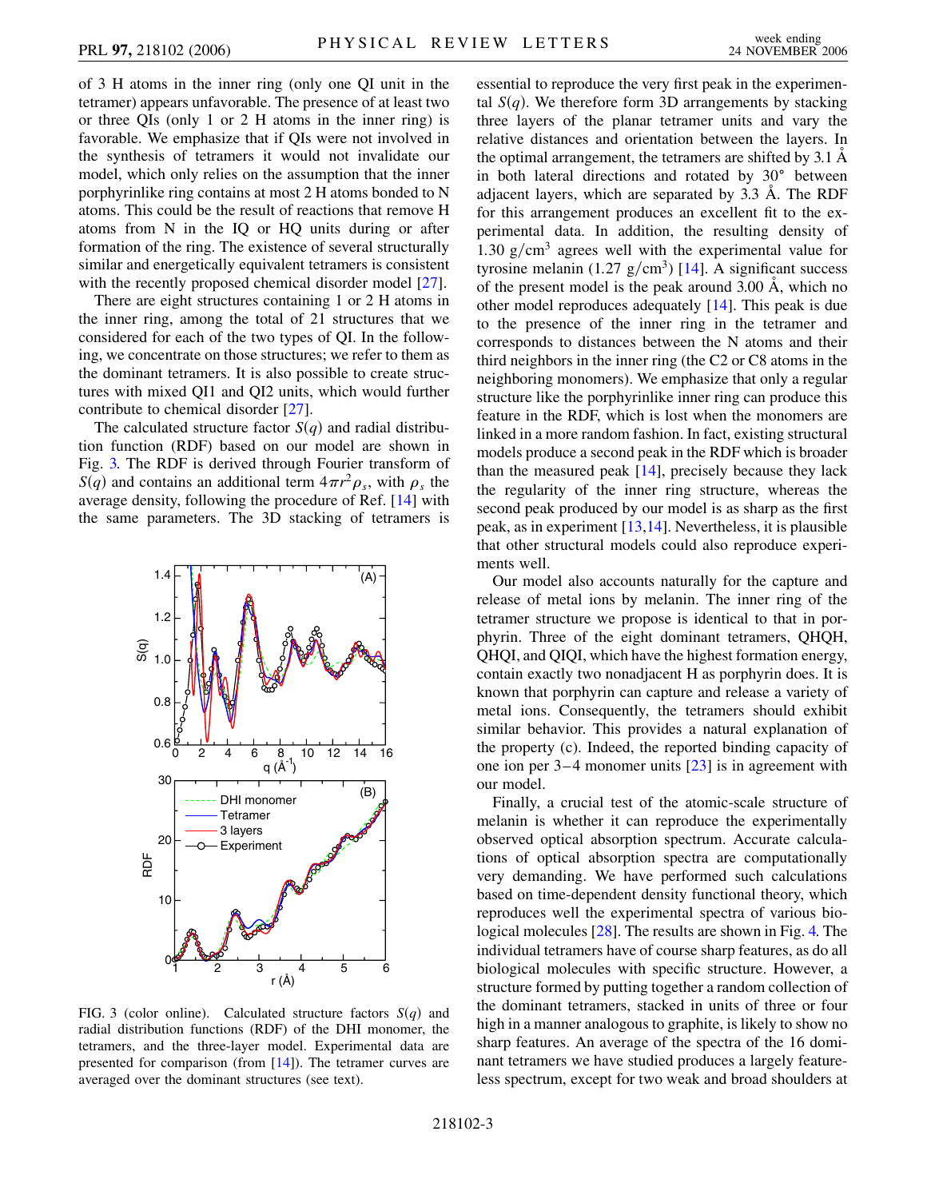of 3 H atoms in the inner ring (only one QI unit in the tetramer) appears unfavorable. The presence of at least two or three QIs (only 1 or 2 H atoms in the inner ring) is favorable. We emphasize that if QIs were not involved in the synthesis of tetramers it would not invalidate our model, which only relies on the assumption that the inner porphyrinlike ring contains at most 2 H atoms bonded to N atoms. This could be the result of reactions that remove H atoms from N in the IQ or HQ units during or after formation of the ring. The existence of several structurally similar and energetically equivalent tetramers is consistent with the recently proposed chemical disorder model [27].

There are eight structures containing 1 or 2 H atoms in the inner ring, among the total of 21 structures that we considered for each of the two types of QI. In the following, we concentrate on those structures; we refer to them as the dominant tetramers. It is also possible to create structures with mixed QI1 and QI2 units, which would further contribute to chemical disorder [27].

The calculated structure factor $S(q)$ and radial distribution function (RDF) based on our model are shown in Fig. 3. The RDF is derived through Fourier transform of $S(q)$ and contains an additional term $4\pi r^2 \rho_s$, with $\rho_s$ the average density, following the procedure of Ref. [14] with the same parameters. The 3D stacking of tetramers is essential to reproduce the very first peak in the experimental $S(q)$. We therefore form 3D arrangements by stacking three layers of the planar tetramer units and vary the relative distances and orientation between the layers. In the optimal arrangement, the tetramers are shifted by 3.1 Å in both lateral directions and rotated by 30° between adjacent layers, which are separated by 3.3 Å. The RDF for this arrangement produces an excellent fit to the experimental data. In addition, the resulting density of 1.30 $\mathrm{g/cm^3}$ agrees well with the experimental value for tyrosine melanin (1.27 $\mathrm{g/cm^3}$) [14]. A significant success of the present model is the peak around 3.00 Å, which no other model reproduces adequately [14]. This peak is due to the presence of the inner ring in the tetramer and corresponds to distances between the N atoms and their third neighbors in the inner ring (the C2 or C8 atoms in the neighboring monomers). We emphasize that only a regular structure like the porphyrinlike inner ring can produce this feature in the RDF, which is lost when the monomers are linked in a more random fashion. In fact, existing structural models produce a second peak in the RDF which is broader than the measured peak [14], precisely because they lack the regularity of the inner ring structure, whereas the second peak produced by our model is as sharp as the first peak, as in experiment [13,14]. Nevertheless, it is plausible that other structural models could also reproduce experiments well.

FIG. 3 (color online). Calculated structure factors $S(q)$ and radial distribution functions (RDF) of the DHI monomer, the tetramers, and the three-layer model. Experimental data are presented for comparison (from [14]). The tetramer curves are averaged over the dominant structures (see text).

Our model also accounts naturally for the capture and release of metal ions by melanin. The inner ring of the tetramer structure we propose is identical to that in porphyrin. Three of the eight dominant tetramers, QHQH, QHQI, and QIQI, which have the highest formation energy, contain exactly two nonadjacent H as porphyrin does. It is known that porphyrin can capture and release a variety of metal ions. Consequently, the tetramers should exhibit similar behavior. This provides a natural explanation of the property (c). Indeed, the reported binding capacity of one ion per 3–4 monomer units [23] is in agreement with our model.

Finally, a crucial test of the atomic-scale structure of melanin is whether it can reproduce the experimentally observed optical absorption spectrum. Accurate calculations of optical absorption spectra are computationally very demanding. We have performed such calculations based on time-dependent density functional theory, which reproduces well the experimental spectra of various biological molecules [28]. The results are shown in Fig. 4. The individual tetramers have of course sharp features, as do all biological molecules with specific structure. However, a structure formed by putting together a random collection of the dominant tetramers, stacked in units of three or four high in a manner analogous to graphite, is likely to show no sharp features. An average of the spectra of the 16 dominant tetramers we have studied produces a largely featureless spectrum, except for two weak and broad shoulders at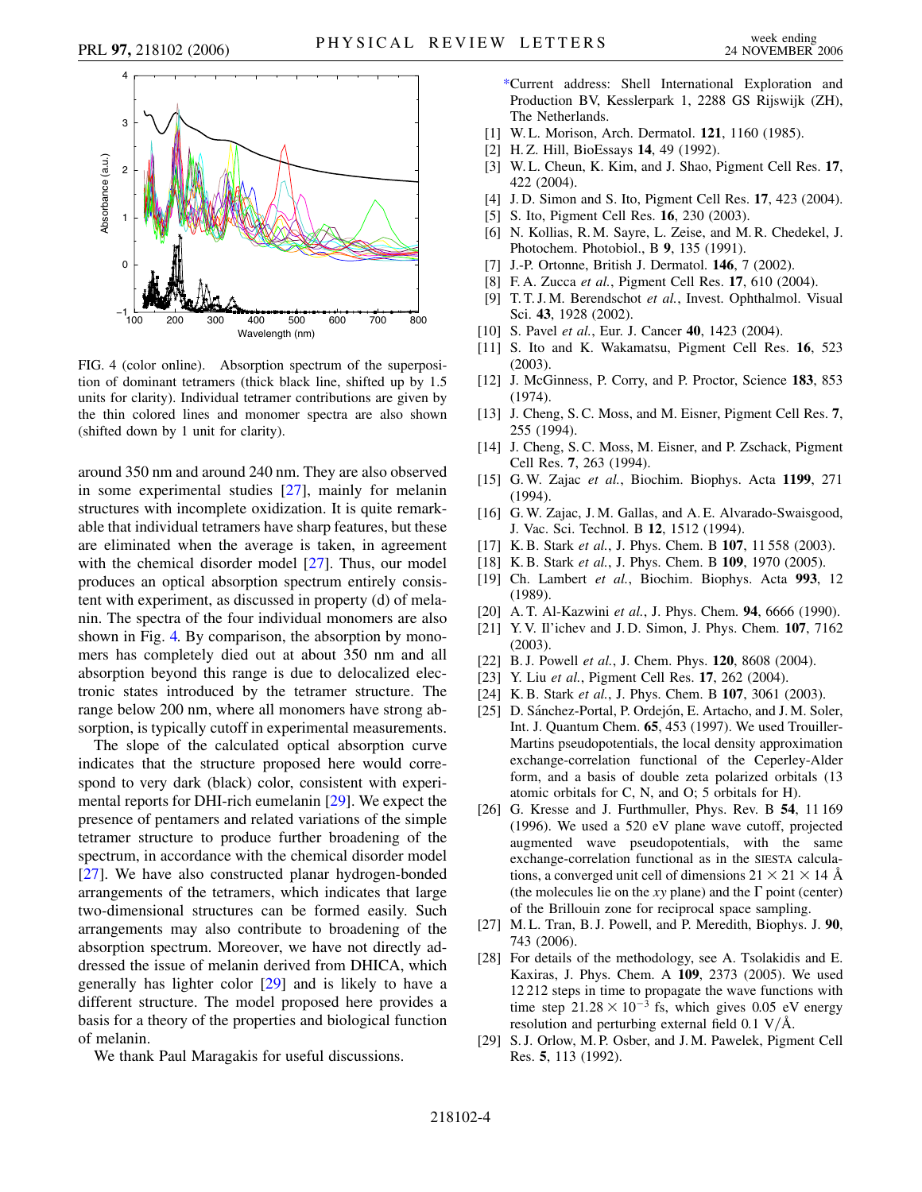4

3

2

1

0

−1

Absorbance (a.u.)

100 200 300 400 500 600 700 800

Wavelength (nm)

FIG. 4 (color online). Absorption spectrum of the superposition of dominant tetramers (thick black line, shifted up by 1.5 units for clarity). Individual tetramer contributions are given by the thin colored lines and monomer spectra are also shown (shifted down by 1 unit for clarity).

around 350 nm and around 240 nm. They are also observed in some experimental studies [27], mainly for melanin structures with incomplete oxidization. It is quite remarkable that individual tetramers have sharp features, but these are eliminated when the average is taken, in agreement with the chemical disorder model [27]. Thus, our model produces an optical absorption spectrum entirely consistent with experiment, as discussed in property (d) of melanin. The spectra of the four individual monomers are also shown in Fig. 4. By comparison, the absorption by monomers has completely died out at about 350 nm and all absorption beyond this range is due to delocalized electronic states introduced by the tetramer structure. The range below 200 nm, where all monomers have strong absorption, is typically cutoff in experimental measurements.

The slope of the calculated optical absorption curve indicates that the structure proposed here would correspond to very dark (black) color, consistent with experimental reports for DHI-rich eumelanin [29]. We expect the presence of pentamers and related variations of the simple tetramer structure to produce further broadening of the spectrum, in accordance with the chemical disorder model [27]. We have also constructed planar hydrogen-bonded arrangements of the tetramers, which indicates that large two-dimensional structures can be formed easily. Such arrangements may also contribute to broadening of the absorption spectrum. Moreover, we have not directly addressed the issue of melanin derived from DHICA, which generally has lighter color [29] and is likely to have a different structure. The model proposed here provides a basis for a theory of the properties and biological function of melanin.

We thank Paul Maragakis for useful discussions.

*Current address: Shell International Exploration and Production BV, Kesslerpark 1, 2288 GS Rijswijk (ZH), The Netherlands.

[1] W. L. Morison, Arch. Dermatol. **121**, 1160 (1985).

[2] H. Z. Hill, BioEssays **14**, 49 (1992).

[3] W. L. Cheun, K. Kim, and J. Shao, Pigment Cell Res. **17**, 422 (2004).

[4] J. D. Simon and S. Ito, Pigment Cell Res. **17**, 423 (2004).

[5] S. Ito, Pigment Cell Res. **16**, 230 (2003).

[6] N. Kollias, R. M. Sayre, L. Zeise, and M. R. Chedekel, J. Photochem. Photobiol., B **9**, 135 (1991).

[7] J.-P. Ortonne, British J. Dermatol. **146**, 7 (2002).

[8] F. A. Zucca *et al.*, Pigment Cell Res. **17**, 610 (2004).

[9] T. T. J. M. Berendschot *et al.*, Invest. Ophthalmol. Visual Sci. **43**, 1928 (2002).

[10] S. Pavel *et al.*, Eur. J. Cancer **40**, 1423 (2004).

[11] S. Ito and K. Wakamatsu, Pigment Cell Res. **16**, 523 (2003).

[12] J. McGinness, P. Corry, and P. Proctor, Science **183**, 853 (1974).

[13] J. Cheng, S. C. Moss, and M. Eisner, Pigment Cell Res. **7**, 255 (1994).

[14] J. Cheng, S. C. Moss, M. Eisner, and P. Zschack, Pigment Cell Res. **7**, 263 (1994).

[15] G. W. Zajac *et al.*, Biochim. Biophys. Acta **1199**, 271 (1994).

[16] G. W. Zajac, J. M. Gallas, and A. E. Alvarado-Swaisgood, J. Vac. Sci. Technol. B **12**, 1512 (1994).

[17] K. B. Stark *et al.*, J. Phys. Chem. B **107**, 11 558 (2003).

[18] K. B. Stark *et al.*, J. Phys. Chem. B **109**, 1970 (2005).

[19] Ch. Lambert *et al.*, Biochim. Biophys. Acta **993**, 12 (1989).

[20] A. T. Al-Kazwini *et al.*, J. Phys. Chem. **94**, 6666 (1990).

[21] Y. V. Il'ichev and J. D. Simon, J. Phys. Chem. **107**, 7162 (2003).

[22] B. J. Powell *et al.*, J. Chem. Phys. **120**, 8608 (2004).

[23] Y. Liu *et al.*, Pigment Cell Res. **17**, 262 (2004).

[24] K. B. Stark *et al.*, J. Phys. Chem. B **107**, 3061 (2003).

[25] D. Sánchez-Portal, P. Ordejón, E. Artacho, and J. M. Soler, Int. J. Quantum Chem. **65**, 453 (1997). We used Trouiller-Martins pseudopotentials, the local density approximation exchange-correlation functional of the Ceperley-Alder form, and a basis of double zeta polarized orbitals (13 atomic orbitals for C, N, and O; 5 orbitals for H).

[26] G. Kresse and J. Furthmuller, Phys. Rev. B **54**, 11 169 (1996). We used a 520 eV plane wave cutoff, projected augmented wave pseudopotentials, with the same exchange-correlation functional as in the SIESTA calculations, a converged unit cell of dimensions $21 \times 21 \times 14$ Å (the molecules lie on the $xy$ plane) and the $\Gamma$ point (center) of the Brillouin zone for reciprocal space sampling.

[27] M. L. Tran, B. J. Powell, and P. Meredith, Biophys. J. **90**, 743 (2006).

[28] For details of the methodology, see A. Tsolakidis and E. Kaxiras, J. Phys. Chem. A **109**, 2373 (2005). We used 12 212 steps in time to propagate the wave functions with time step $21.28 \times 10^{-3}$ fs, which gives 0.05 eV energy resolution and perturbing external field 0.1 V/Å.

[29] S. J. Orlow, M. P. Osber, and J. M. Pawelek, Pigment Cell Res. **5**, 113 (1992).